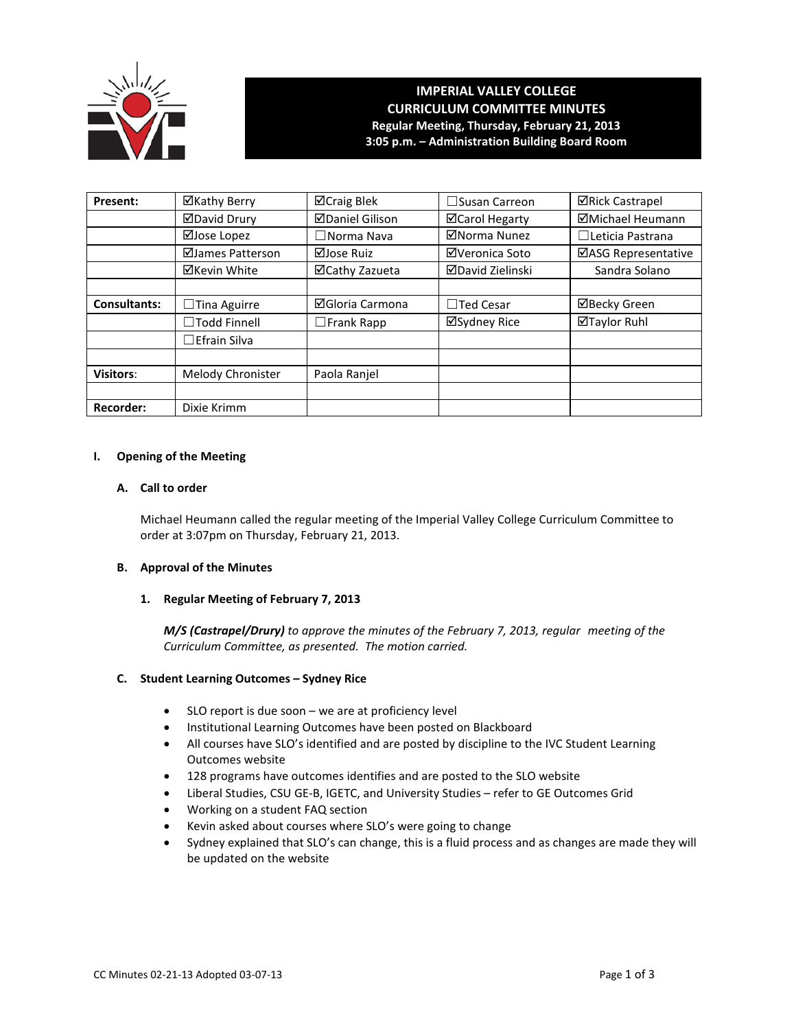# IMPERIAL VALLEY COLLEGE
## CURRICULUM COMMITTEE MINUTES
**Regular Meeting, Thursday, February 21, 2013**
**3:05 p.m. – Administration Building Board Room**

| Present: | ☑Kathy Berry | ☑Craig Blek | ☐Susan Carreon | ☑Rick Castrapel |
|---|---|---|---|---|
| | ☑David Drury | ☑Daniel Gilison | ☑Carol Hegarty | ☑Michael Heumann |
| | ☑Jose Lopez | ☐Norma Nava | ☑Norma Nunez | ☐Leticia Pastrana |
| | ☑James Patterson | ☑Jose Ruiz | ☑Veronica Soto | ☑ASG Representative |
| | ☑Kevin White | ☑Cathy Zazueta | ☑David Zielinski | Sandra Solano |
| | | | | |
| Consultants: | ☐Tina Aguirre | ☑Gloria Carmona | ☐Ted Cesar | ☑Becky Green |
| | ☐Todd Finnell | ☐Frank Rapp | ☑Sydney Rice | ☑Taylor Ruhl |
| | ☐Efrain Silva | | | |
| | | | | |
| Visitors: | Melody Chronister | Paola Ranjel | | |
| | | | | |
| Recorder: | Dixie Krimm | | | |

## I. Opening of the Meeting

### A. Call to order

Michael Heumann called the regular meeting of the Imperial Valley College Curriculum Committee to order at 3:07pm on Thursday, February 21, 2013.

### B. Approval of the Minutes

#### 1. Regular Meeting of February 7, 2013

***M/S (Castrapel/Drury)*** *to approve the minutes of the February 7, 2013, regular meeting of the Curriculum Committee, as presented. The motion carried.*

### C. Student Learning Outcomes – Sydney Rice

- SLO report is due soon – we are at proficiency level
- Institutional Learning Outcomes have been posted on Blackboard
- All courses have SLO's identified and are posted by discipline to the IVC Student Learning Outcomes website
- 128 programs have outcomes identifies and are posted to the SLO website
- Liberal Studies, CSU GE-B, IGETC, and University Studies – refer to GE Outcomes Grid
- Working on a student FAQ section
- Kevin asked about courses where SLO's were going to change
- Sydney explained that SLO's can change, this is a fluid process and as changes are made they will be updated on the website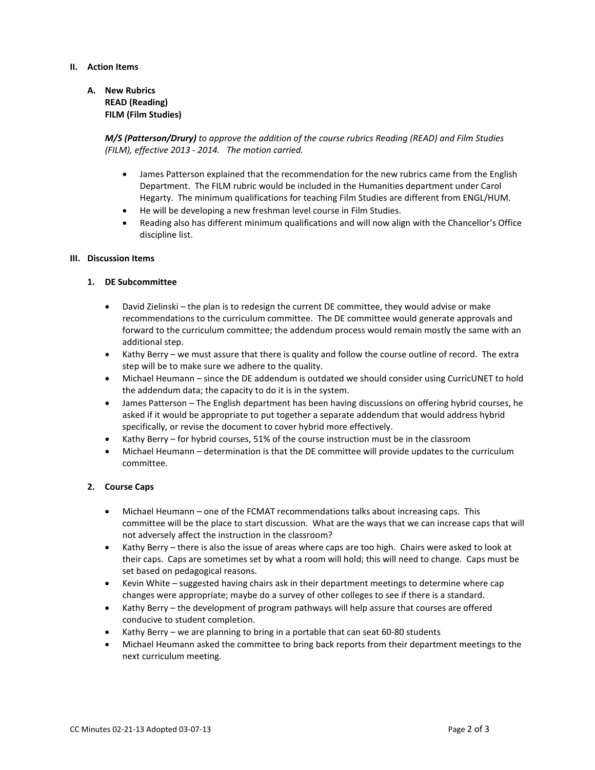## II. Action Items

### A. New Rubrics
**READ (Reading)**
**FILM (Film Studies)**

***M/S (Patterson/Drury)*** *to approve the addition of the course rubrics Reading (READ) and Film Studies (FILM), effective 2013 - 2014. The motion carried.*

- James Patterson explained that the recommendation for the new rubrics came from the English Department. The FILM rubric would be included in the Humanities department under Carol Hegarty. The minimum qualifications for teaching Film Studies are different from ENGL/HUM.
- He will be developing a new freshman level course in Film Studies.
- Reading also has different minimum qualifications and will now align with the Chancellor's Office discipline list.

## III. Discussion Items

### 1. DE Subcommittee

- David Zielinski – the plan is to redesign the current DE committee, they would advise or make recommendations to the curriculum committee. The DE committee would generate approvals and forward to the curriculum committee; the addendum process would remain mostly the same with an additional step.
- Kathy Berry – we must assure that there is quality and follow the course outline of record. The extra step will be to make sure we adhere to the quality.
- Michael Heumann – since the DE addendum is outdated we should consider using CurricUNET to hold the addendum data; the capacity to do it is in the system.
- James Patterson – The English department has been having discussions on offering hybrid courses, he asked if it would be appropriate to put together a separate addendum that would address hybrid specifically, or revise the document to cover hybrid more effectively.
- Kathy Berry – for hybrid courses, 51% of the course instruction must be in the classroom
- Michael Heumann – determination is that the DE committee will provide updates to the curriculum committee.

### 2. Course Caps

- Michael Heumann – one of the FCMAT recommendations talks about increasing caps. This committee will be the place to start discussion. What are the ways that we can increase caps that will not adversely affect the instruction in the classroom?
- Kathy Berry – there is also the issue of areas where caps are too high. Chairs were asked to look at their caps. Caps are sometimes set by what a room will hold; this will need to change. Caps must be set based on pedagogical reasons.
- Kevin White – suggested having chairs ask in their department meetings to determine where cap changes were appropriate; maybe do a survey of other colleges to see if there is a standard.
- Kathy Berry – the development of program pathways will help assure that courses are offered conducive to student completion.
- Kathy Berry – we are planning to bring in a portable that can seat 60-80 students
- Michael Heumann asked the committee to bring back reports from their department meetings to the next curriculum meeting.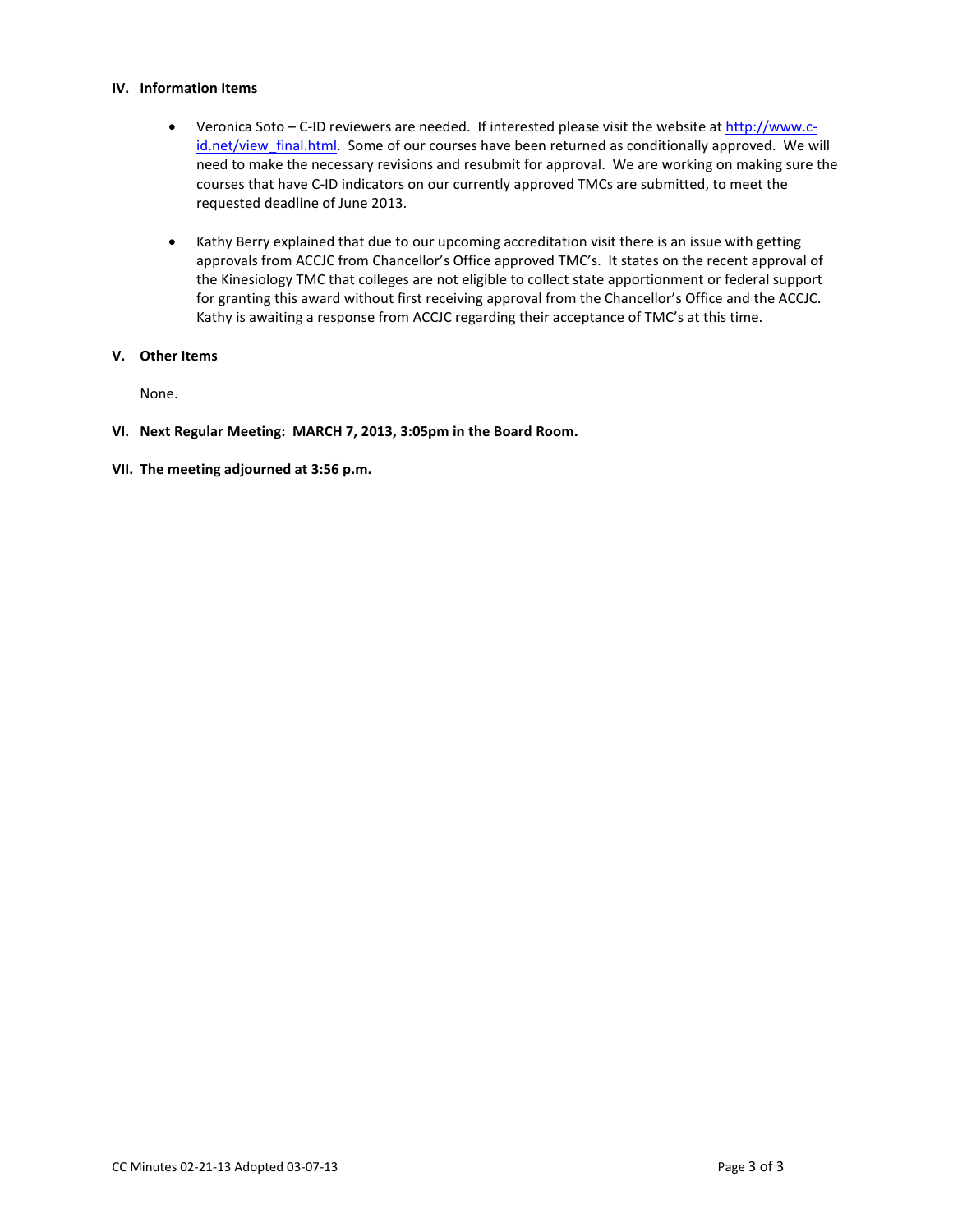## IV. Information Items

- Veronica Soto – C-ID reviewers are needed. If interested please visit the website at http://www.c-id.net/view_final.html. Some of our courses have been returned as conditionally approved. We will need to make the necessary revisions and resubmit for approval. We are working on making sure the courses that have C-ID indicators on our currently approved TMCs are submitted, to meet the requested deadline of June 2013.

- Kathy Berry explained that due to our upcoming accreditation visit there is an issue with getting approvals from ACCJC from Chancellor's Office approved TMC's. It states on the recent approval of the Kinesiology TMC that colleges are not eligible to collect state apportionment or federal support for granting this award without first receiving approval from the Chancellor's Office and the ACCJC. Kathy is awaiting a response from ACCJC regarding their acceptance of TMC's at this time.

## V. Other Items

None.

## VI. Next Regular Meeting: MARCH 7, 2013, 3:05pm in the Board Room.

## VII. The meeting adjourned at 3:56 p.m.

CC Minutes 02-21-13 Adopted 03-07-13